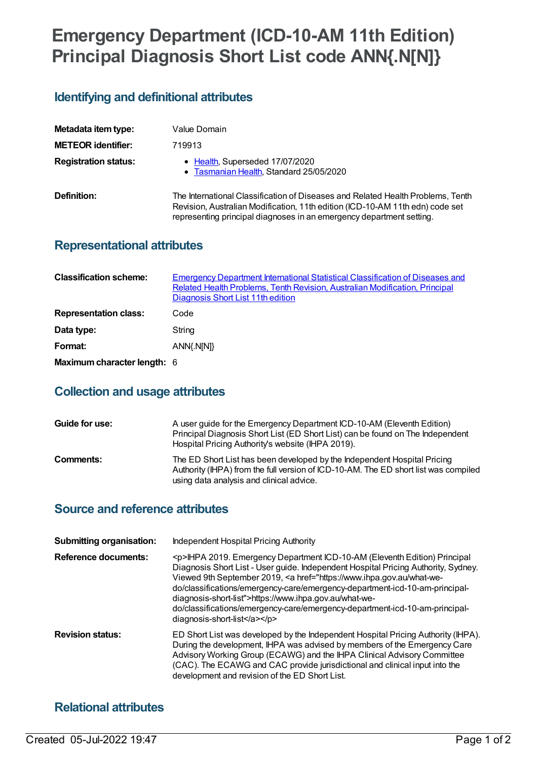# Emergency Department (ICD-10-AM 11th Edition) Principal Diagnosis Short List code ANN{.N[N]}

## Identifying and definitional attributes

| | |
|---|---|
| **Metadata item type:** | Value Domain |
| **METEOR identifier:** | 719913 |
| **Registration status:** | • Health, Superseded 17/07/2020<br>• Tasmanian Health, Standard 25/05/2020 |
| **Definition:** | The International Classification of Diseases and Related Health Problems, Tenth Revision, Australian Modification, 11th edition (ICD-10-AM 11th edn) code set representing principal diagnoses in an emergency department setting. |

## Representational attributes

| | |
|---|---|
| **Classification scheme:** | Emergency Department International Statistical Classification of Diseases and Related Health Problems, Tenth Revision, Australian Modification, Principal Diagnosis Short List 11th edition |
| **Representation class:** | Code |
| **Data type:** | String |
| **Format:** | ANN{.N[N]} |
| **Maximum character length:** | 6 |

## Collection and usage attributes

| | |
|---|---|
| **Guide for use:** | A user guide for the Emergency Department ICD-10-AM (Eleventh Edition) Principal Diagnosis Short List (ED Short List) can be found on The Independent Hospital Pricing Authority's website (IHPA 2019). |
| **Comments:** | The ED Short List has been developed by the Independent Hospital Pricing Authority (IHPA) from the full version of ICD-10-AM. The ED short list was compiled using data analysis and clinical advice. |

## Source and reference attributes

| | |
|---|---|
| **Submitting organisation:** | Independent Hospital Pricing Authority |
| **Reference documents:** | <p>IHPA 2019. Emergency Department ICD-10-AM (Eleventh Edition) Principal Diagnosis Short List - User guide. Independent Hospital Pricing Authority, Sydney. Viewed 9th September 2019, <a href="https://www.ihpa.gov.au/what-we-do/classifications/emergency-care/emergency-department-icd-10-am-principal-diagnosis-short-list">https://www.ihpa.gov.au/what-we-do/classifications/emergency-care/emergency-department-icd-10-am-principal-diagnosis-short-list</a></p> |
| **Revision status:** | ED Short List was developed by the Independent Hospital Pricing Authority (IHPA). During the development, IHPA was advised by members of the Emergency Care Advisory Working Group (ECAWG) and the IHPA Clinical Advisory Committee (CAC). The ECAWG and CAC provide jurisdictional and clinical input into the development and revision of the ED Short List. |

## Relational attributes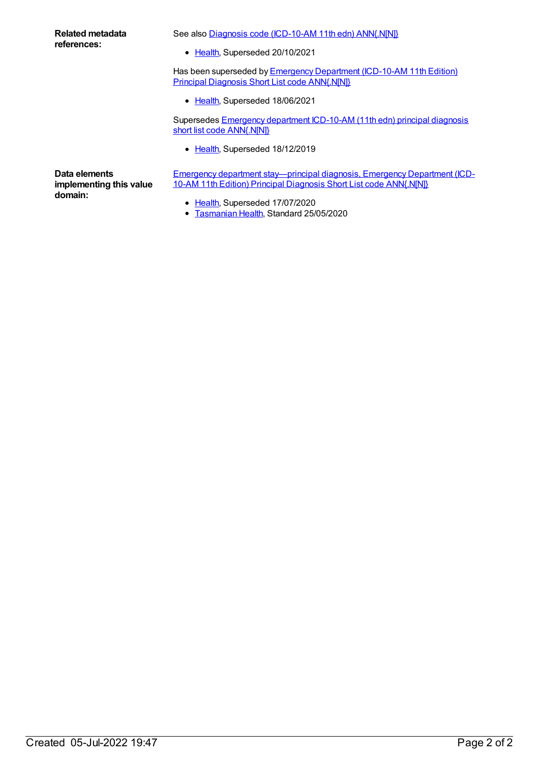**Related metadata references:**

See also Diagnosis code (ICD-10-AM 11th edn) ANN{.N[N]}

- Health, Superseded 20/10/2021

Has been superseded by Emergency Department (ICD-10-AM 11th Edition) Principal Diagnosis Short List code ANN{.N[N]}

- Health, Superseded 18/06/2021

Supersedes Emergency department ICD-10-AM (11th edn) principal diagnosis short list code ANN{.N[N]}

- Health, Superseded 18/12/2019

**Data elements implementing this value domain:**

Emergency department stay—principal diagnosis, Emergency Department (ICD-10-AM 11th Edition) Principal Diagnosis Short List code ANN{.N[N]}

- Health, Superseded 17/07/2020
- Tasmanian Health, Standard 25/05/2020

Created 05-Jul-2022 19:47